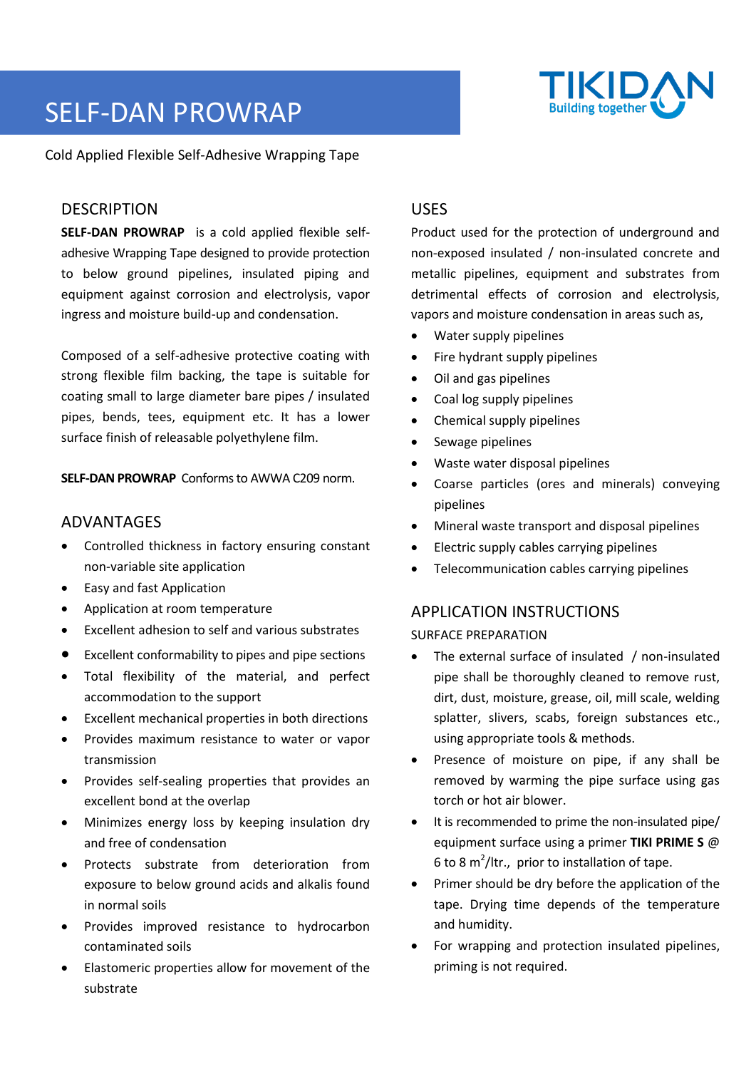# SELF-DAN PROWRAP

Cold Applied Flexible Self-Adhesive Wrapping Tape

## DESCRIPTION

**SELF-DAN PROWRAP** is a cold applied flexible self-adhesive Wrapping Tape designed to provide protection to below ground pipelines, insulated piping and equipment against corrosion and electrolysis, vapor ingress and moisture build-up and condensation.

Composed of a self-adhesive protective coating with strong flexible film backing, the tape is suitable for coating small to large diameter bare pipes / insulated pipes, bends, tees, equipment etc. It has a lower surface finish of releasable polyethylene film.

**SELF-DAN PROWRAP** Conforms to AWWA C209 norm.

## ADVANTAGES

- Controlled thickness in factory ensuring constant non-variable site application
- Easy and fast Application
- Application at room temperature
- Excellent adhesion to self and various substrates
- Excellent conformability to pipes and pipe sections
- Total flexibility of the material, and perfect accommodation to the support
- Excellent mechanical properties in both directions
- Provides maximum resistance to water or vapor transmission
- Provides self-sealing properties that provides an excellent bond at the overlap
- Minimizes energy loss by keeping insulation dry and free of condensation
- Protects substrate from deterioration from exposure to below ground acids and alkalis found in normal soils
- Provides improved resistance to hydrocarbon contaminated soils
- Elastomeric properties allow for movement of the substrate

## USES

Product used for the protection of underground and non-exposed insulated / non-insulated concrete and metallic pipelines, equipment and substrates from detrimental effects of corrosion and electrolysis, vapors and moisture condensation in areas such as,

- Water supply pipelines
- Fire hydrant supply pipelines
- Oil and gas pipelines
- Coal log supply pipelines
- Chemical supply pipelines
- Sewage pipelines
- Waste water disposal pipelines
- Coarse particles (ores and minerals) conveying pipelines
- Mineral waste transport and disposal pipelines
- Electric supply cables carrying pipelines
- Telecommunication cables carrying pipelines

## APPLICATION INSTRUCTIONS

### SURFACE PREPARATION

- The external surface of insulated / non-insulated pipe shall be thoroughly cleaned to remove rust, dirt, dust, moisture, grease, oil, mill scale, welding splatter, slivers, scabs, foreign substances etc., using appropriate tools & methods.
- Presence of moisture on pipe, if any shall be removed by warming the pipe surface using gas torch or hot air blower.
- It is recommended to prime the non-insulated pipe/ equipment surface using a primer **TIKI PRIME S** @ 6 to 8 $m^2$/ltr., prior to installation of tape.
- Primer should be dry before the application of the tape. Drying time depends of the temperature and humidity.
- For wrapping and protection insulated pipelines, priming is not required.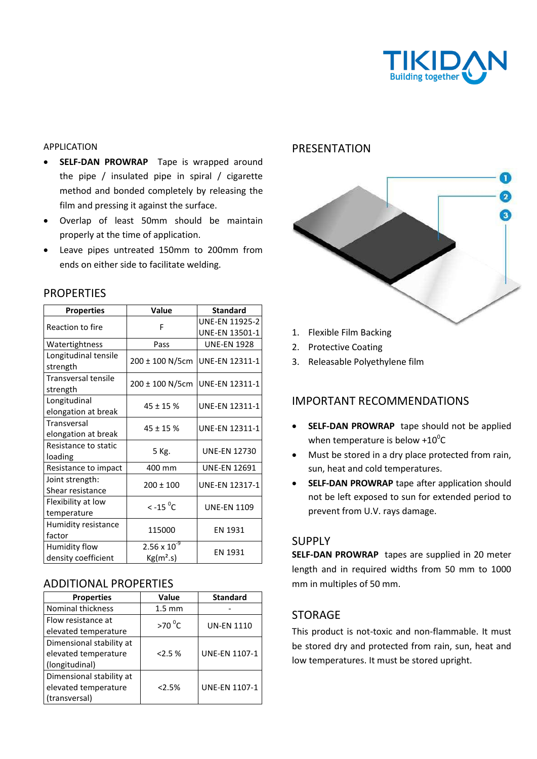## APPLICATION

- **SELF-DAN PROWRAP** Tape is wrapped around the pipe / insulated pipe in spiral / cigarette method and bonded completely by releasing the film and pressing it against the surface.
- Overlap of least 50mm should be maintain properly at the time of application.
- Leave pipes untreated 150mm to 200mm from ends on either side to facilitate welding.

## PROPERTIES

| Properties | Value | Standard |
|---|---|---|
| Reaction to fire | F | UNE-EN 11925-2<br>UNE-EN 13501-1 |
| Watertightness | Pass | UNE-EN 1928 |
| Longitudinal tensile strength | 200 ± 100 N/5cm | UNE-EN 12311-1 |
| Transversal tensile strength | 200 ± 100 N/5cm | UNE-EN 12311-1 |
| Longitudinal elongation at break | 45 ± 15 % | UNE-EN 12311-1 |
| Transversal elongation at break | 45 ± 15 % | UNE-EN 12311-1 |
| Resistance to static loading | 5 Kg. | UNE-EN 12730 |
| Resistance to impact | 400 mm | UNE-EN 12691 |
| Joint strength: Shear resistance | 200 ± 100 | UNE-EN 12317-1 |
| Flexibility at low temperature | < -15 $^{0}$C | UNE-EN 1109 |
| Humidity resistance factor | 115000 | EN 1931 |
| Humidity flow density coefficient | $2.56 \times 10^{-9}$ $Kg(m^2.s)$ | EN 1931 |

## ADDITIONAL PROPERTIES

| Properties | Value | Standard |
|---|---|---|
| Nominal thickness | 1.5 mm | - |
| Flow resistance at elevated temperature | >70 $^{0}$C | UN-EN 1110 |
| Dimensional stability at elevated temperature (longitudinal) | <2.5 % | UNE-EN 1107-1 |
| Dimensional stability at elevated temperature (transversal) | <2.5% | UNE-EN 1107-1 |

## PRESENTATION

1. Flexible Film Backing
2. Protective Coating
3. Releasable Polyethylene film

## IMPORTANT RECOMMENDATIONS

- **SELF-DAN PROWRAP** tape should not be applied when temperature is below +10$^{0}$C
- Must be stored in a dry place protected from rain, sun, heat and cold temperatures.
- **SELF-DAN PROWRAP** tape after application should not be left exposed to sun for extended period to prevent from U.V. rays damage.

## SUPPLY

**SELF-DAN PROWRAP** tapes are supplied in 20 meter length and in required widths from 50 mm to 1000 mm in multiples of 50 mm.

## STORAGE

This product is not-toxic and non-flammable. It must be stored dry and protected from rain, sun, heat and low temperatures. It must be stored upright.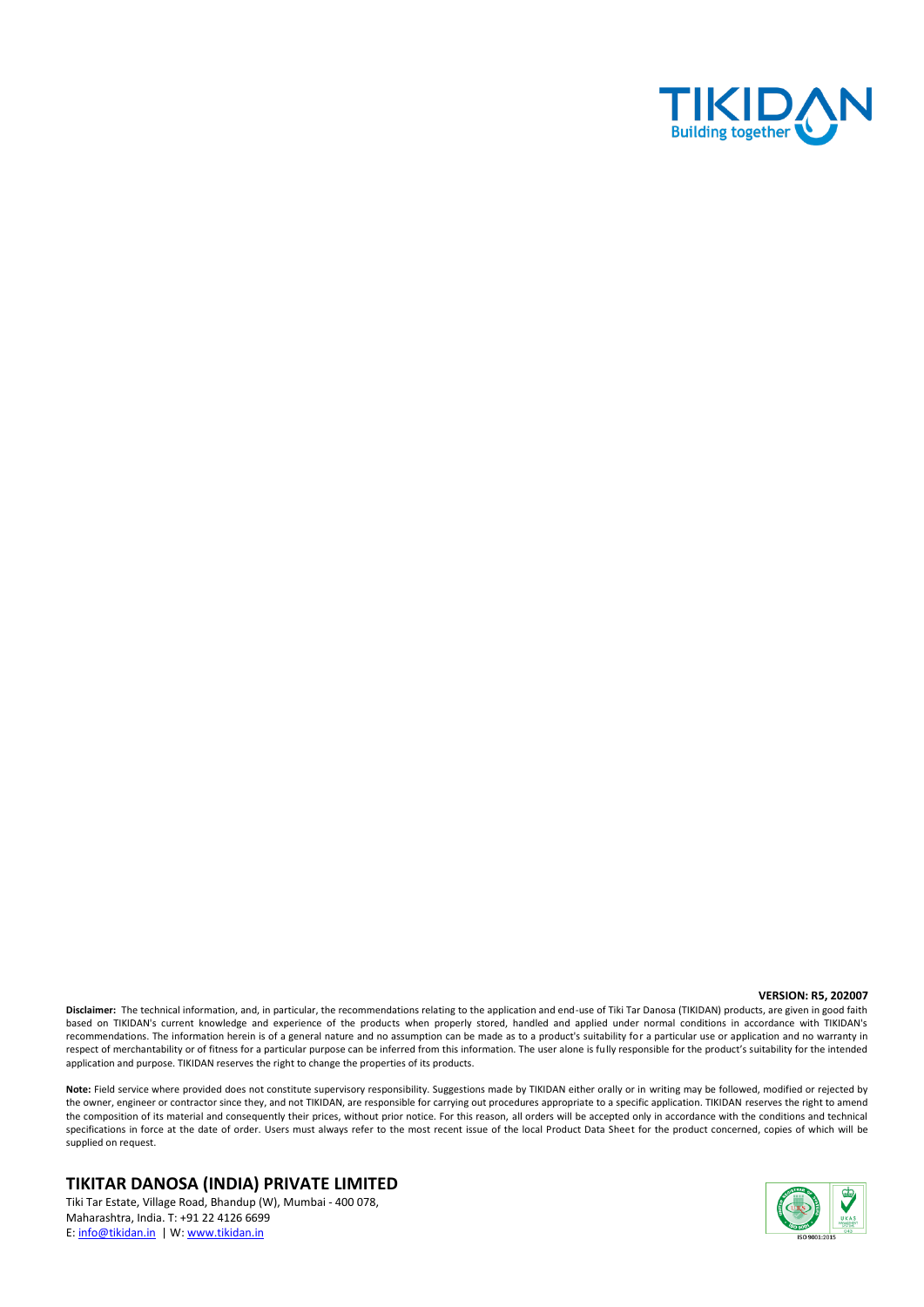**VERSION: R5, 202007**

**Disclaimer:** The technical information, and, in particular, the recommendations relating to the application and end-use of Tiki Tar Danosa (TIKIDAN) products, are given in good faith based on TIKIDAN's current knowledge and experience of the products when properly stored, handled and applied under normal conditions in accordance with TIKIDAN's recommendations. The information herein is of a general nature and no assumption can be made as to a product's suitability for a particular use or application and no warranty in respect of merchantability or of fitness for a particular purpose can be inferred from this information. The user alone is fully responsible for the product's suitability for the intended application and purpose. TIKIDAN reserves the right to change the properties of its products.

**Note:** Field service where provided does not constitute supervisory responsibility. Suggestions made by TIKIDAN either orally or in writing may be followed, modified or rejected by the owner, engineer or contractor since they, and not TIKIDAN, are responsible for carrying out procedures appropriate to a specific application. TIKIDAN reserves the right to amend the composition of its material and consequently their prices, without prior notice. For this reason, all orders will be accepted only in accordance with the conditions and technical specifications in force at the date of order. Users must always refer to the most recent issue of the local Product Data Sheet for the product concerned, copies of which will be supplied on request.

## TIKITAR DANOSA (INDIA) PRIVATE LIMITED

Tiki Tar Estate, Village Road, Bhandup (W), Mumbai - 400 078,
Maharashtra, India. T: +91 22 4126 6699
E: info@tikidan.in | W: www.tikidan.in

ISO 9001:2015